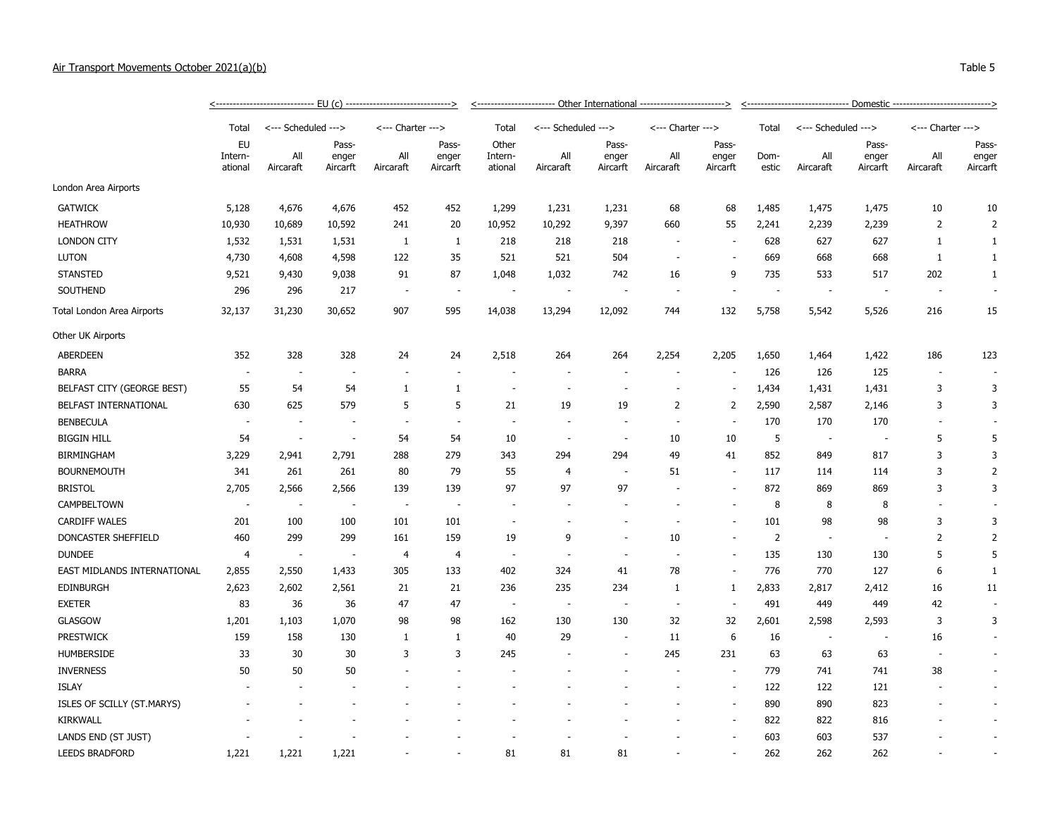Air Transport Movements October 2021(a)(b)

Table 5

| | EU (c) | | | | | Other International | | | | | Domestic | | | | |
|---|---|---|---|---|---|---|---|---|---|---|---|---|---|---|---|
| | Total | Scheduled | | Charter | | Total | Scheduled | | Charter | | Total | Scheduled | | Charter | |
| | EU International | All Aircraft | Passenger Aircraft | All Aircraft | Passenger Aircraft | Other International | All Aircraft | Passenger Aircraft | All Aircraft | Passenger Aircraft | Domestic | All Aircraft | Passenger Aircraft | All Aircraft | Passenger Aircraft |
| London Area Airports | | | | | | | | | | | | | | | |
| GATWICK | 5,128 | 4,676 | 4,676 | 452 | 452 | 1,299 | 1,231 | 1,231 | 68 | 68 | 1,485 | 1,475 | 1,475 | 10 | 10 |
| HEATHROW | 10,930 | 10,689 | 10,592 | 241 | 20 | 10,952 | 10,292 | 9,397 | 660 | 55 | 2,241 | 2,239 | 2,239 | 2 | 2 |
| LONDON CITY | 1,532 | 1,531 | 1,531 | 1 | 1 | 218 | 218 | 218 | - | - | 628 | 627 | 627 | 1 | 1 |
| LUTON | 4,730 | 4,608 | 4,598 | 122 | 35 | 521 | 521 | 504 | - | - | 669 | 668 | 668 | 1 | 1 |
| STANSTED | 9,521 | 9,430 | 9,038 | 91 | 87 | 1,048 | 1,032 | 742 | 16 | 9 | 735 | 533 | 517 | 202 | 1 |
| SOUTHEND | 296 | 296 | 217 | - | - | - | - | - | - | - | - | - | - | - | - |
| Total London Area Airports | 32,137 | 31,230 | 30,652 | 907 | 595 | 14,038 | 13,294 | 12,092 | 744 | 132 | 5,758 | 5,542 | 5,526 | 216 | 15 |
| Other UK Airports | | | | | | | | | | | | | | | |
| ABERDEEN | 352 | 328 | 328 | 24 | 24 | 2,518 | 264 | 264 | 2,254 | 2,205 | 1,650 | 1,464 | 1,422 | 186 | 123 |
| BARRA | - | - | - | - | - | - | - | - | - | - | 126 | 126 | 125 | - | - |
| BELFAST CITY (GEORGE BEST) | 55 | 54 | 54 | 1 | 1 | - | - | - | - | - | 1,434 | 1,431 | 1,431 | 3 | 3 |
| BELFAST INTERNATIONAL | 630 | 625 | 579 | 5 | 5 | 21 | 19 | 19 | 2 | 2 | 2,590 | 2,587 | 2,146 | 3 | 3 |
| BENBECULA | - | - | - | - | - | - | - | - | - | - | 170 | 170 | 170 | - | - |
| BIGGIN HILL | 54 | - | - | 54 | 54 | 10 | - | - | 10 | 10 | 5 | - | - | 5 | 5 |
| BIRMINGHAM | 3,229 | 2,941 | 2,791 | 288 | 279 | 343 | 294 | 294 | 49 | 41 | 852 | 849 | 817 | 3 | 3 |
| BOURNEMOUTH | 341 | 261 | 261 | 80 | 79 | 55 | 4 | - | 51 | - | 117 | 114 | 114 | 3 | 2 |
| BRISTOL | 2,705 | 2,566 | 2,566 | 139 | 139 | 97 | 97 | 97 | - | - | 872 | 869 | 869 | 3 | 3 |
| CAMPBELTOWN | - | - | - | - | - | - | - | - | - | - | 8 | 8 | 8 | - | - |
| CARDIFF WALES | 201 | 100 | 100 | 101 | 101 | - | - | - | - | - | 101 | 98 | 98 | 3 | 3 |
| DONCASTER SHEFFIELD | 460 | 299 | 299 | 161 | 159 | 19 | 9 | - | 10 | - | 2 | - | - | 2 | 2 |
| DUNDEE | 4 | - | - | 4 | 4 | - | - | - | - | - | 135 | 130 | 130 | 5 | 5 |
| EAST MIDLANDS INTERNATIONAL | 2,855 | 2,550 | 1,433 | 305 | 133 | 402 | 324 | 41 | 78 | - | 776 | 770 | 127 | 6 | 1 |
| EDINBURGH | 2,623 | 2,602 | 2,561 | 21 | 21 | 236 | 235 | 234 | 1 | 1 | 2,833 | 2,817 | 2,412 | 16 | 11 |
| EXETER | 83 | 36 | 36 | 47 | 47 | - | - | - | - | - | 491 | 449 | 449 | 42 | - |
| GLASGOW | 1,201 | 1,103 | 1,070 | 98 | 98 | 162 | 130 | 130 | 32 | 32 | 2,601 | 2,598 | 2,593 | 3 | 3 |
| PRESTWICK | 159 | 158 | 130 | 1 | 1 | 40 | 29 | - | 11 | 6 | 16 | - | - | 16 | - |
| HUMBERSIDE | 33 | 30 | 30 | 3 | 3 | 245 | - | - | 245 | 231 | 63 | 63 | 63 | - | - |
| INVERNESS | 50 | 50 | 50 | - | - | - | - | - | - | - | 779 | 741 | 741 | 38 | - |
| ISLAY | - | - | - | - | - | - | - | - | - | - | 122 | 122 | 121 | - | - |
| ISLES OF SCILLY (ST.MARYS) | - | - | - | - | - | - | - | - | - | - | 890 | 890 | 823 | - | - |
| KIRKWALL | - | - | - | - | - | - | - | - | - | - | 822 | 822 | 816 | - | - |
| LANDS END (ST JUST) | - | - | - | - | - | - | - | - | - | - | 603 | 603 | 537 | - | - |
| LEEDS BRADFORD | 1,221 | 1,221 | 1,221 | - | - | 81 | 81 | 81 | - | - | 262 | 262 | 262 | - | - |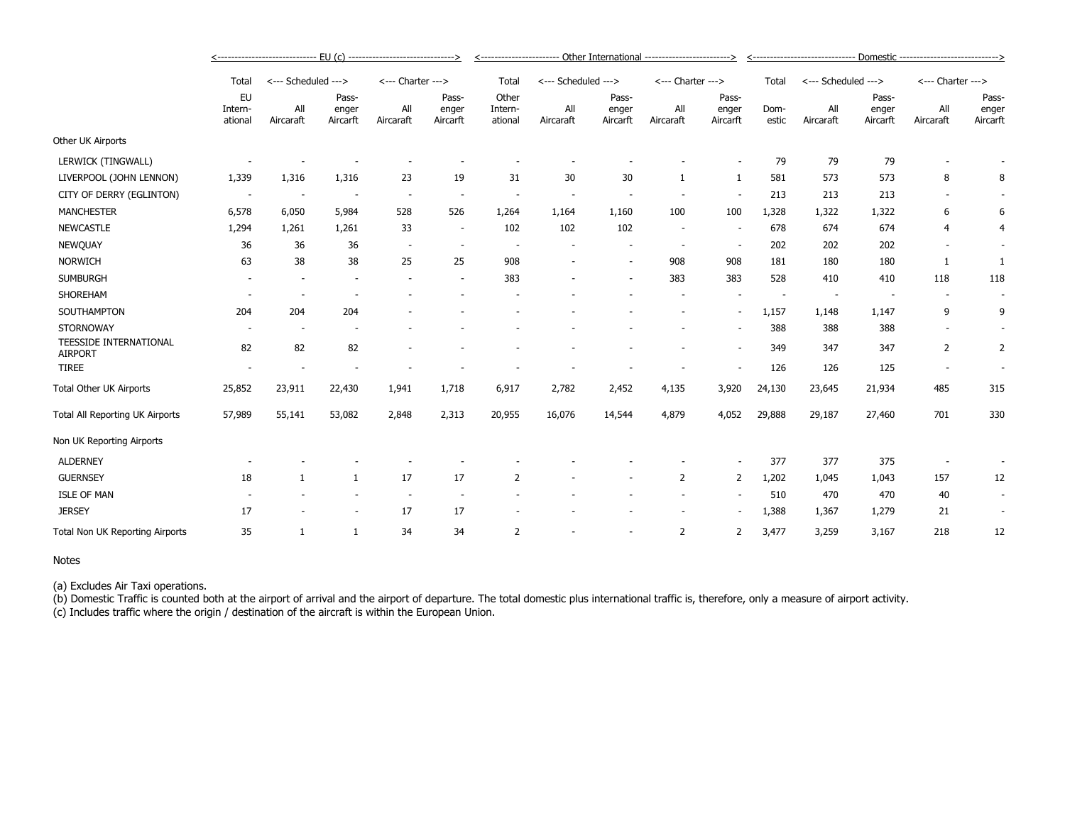| | EU (c) | | | | | Other International | | | | | Domestic | | | | |
|---|---|---|---|---|---|---|---|---|---|---|---|---|---|---|---|
| | Total | Scheduled | | Charter | | Total | Scheduled | | Charter | | Total | Scheduled | | Charter | |
| | EU International | All Aircraft | Passenger Aircraft | All Aircraft | Passenger Aircraft | Other International | All Aircraft | Passenger Aircraft | All Aircraft | Passenger Aircraft | Domestic | All Aircraft | Passenger Aircraft | All Aircraft | Passenger Aircraft |
| Other UK Airports | | | | | | | | | | | | | | | |
| LERWICK (TINGWALL) | - | - | - | - | - | - | - | - | - | - | 79 | 79 | 79 | - | - |
| LIVERPOOL (JOHN LENNON) | 1,339 | 1,316 | 1,316 | 23 | 19 | 31 | 30 | 30 | 1 | 1 | 581 | 573 | 573 | 8 | 8 |
| CITY OF DERRY (EGLINTON) | - | - | - | - | - | - | - | - | - | - | 213 | 213 | 213 | - | - |
| MANCHESTER | 6,578 | 6,050 | 5,984 | 528 | 526 | 1,264 | 1,164 | 1,160 | 100 | 100 | 1,328 | 1,322 | 1,322 | 6 | 6 |
| NEWCASTLE | 1,294 | 1,261 | 1,261 | 33 | - | 102 | 102 | 102 | - | - | 678 | 674 | 674 | 4 | 4 |
| NEWQUAY | 36 | 36 | 36 | - | - | - | - | - | - | - | 202 | 202 | 202 | - | - |
| NORWICH | 63 | 38 | 38 | 25 | 25 | 908 | - | - | 908 | 908 | 181 | 180 | 180 | 1 | 1 |
| SUMBURGH | - | - | - | - | - | 383 | - | - | 383 | 383 | 528 | 410 | 410 | 118 | 118 |
| SHOREHAM | - | - | - | - | - | - | - | - | - | - | - | - | - | - | - |
| SOUTHAMPTON | 204 | 204 | 204 | - | - | - | - | - | - | - | 1,157 | 1,148 | 1,147 | 9 | 9 |
| STORNOWAY | - | - | - | - | - | - | - | - | - | - | 388 | 388 | 388 | - | - |
| TEESSIDE INTERNATIONAL AIRPORT | 82 | 82 | 82 | - | - | - | - | - | - | - | 349 | 347 | 347 | 2 | 2 |
| TIREE | - | - | - | - | - | - | - | - | - | - | 126 | 126 | 125 | - | - |
| Total Other UK Airports | 25,852 | 23,911 | 22,430 | 1,941 | 1,718 | 6,917 | 2,782 | 2,452 | 4,135 | 3,920 | 24,130 | 23,645 | 21,934 | 485 | 315 |
| Total All Reporting UK Airports | 57,989 | 55,141 | 53,082 | 2,848 | 2,313 | 20,955 | 16,076 | 14,544 | 4,879 | 4,052 | 29,888 | 29,187 | 27,460 | 701 | 330 |
| Non UK Reporting Airports | | | | | | | | | | | | | | | |
| ALDERNEY | - | - | - | - | - | - | - | - | - | - | 377 | 377 | 375 | - | - |
| GUERNSEY | 18 | 1 | 1 | 17 | 17 | 2 | - | - | 2 | 2 | 1,202 | 1,045 | 1,043 | 157 | 12 |
| ISLE OF MAN | - | - | - | - | - | - | - | - | - | - | 510 | 470 | 470 | 40 | - |
| JERSEY | 17 | - | - | 17 | 17 | - | - | - | - | - | 1,388 | 1,367 | 1,279 | 21 | - |
| Total Non UK Reporting Airports | 35 | 1 | 1 | 34 | 34 | 2 | - | - | 2 | 2 | 3,477 | 3,259 | 3,167 | 218 | 12 |

Notes

(a) Excludes Air Taxi operations.
(b) Domestic Traffic is counted both at the airport of arrival and the airport of departure. The total domestic plus international traffic is, therefore, only a measure of airport activity.
(c) Includes traffic where the origin / destination of the aircraft is within the European Union.